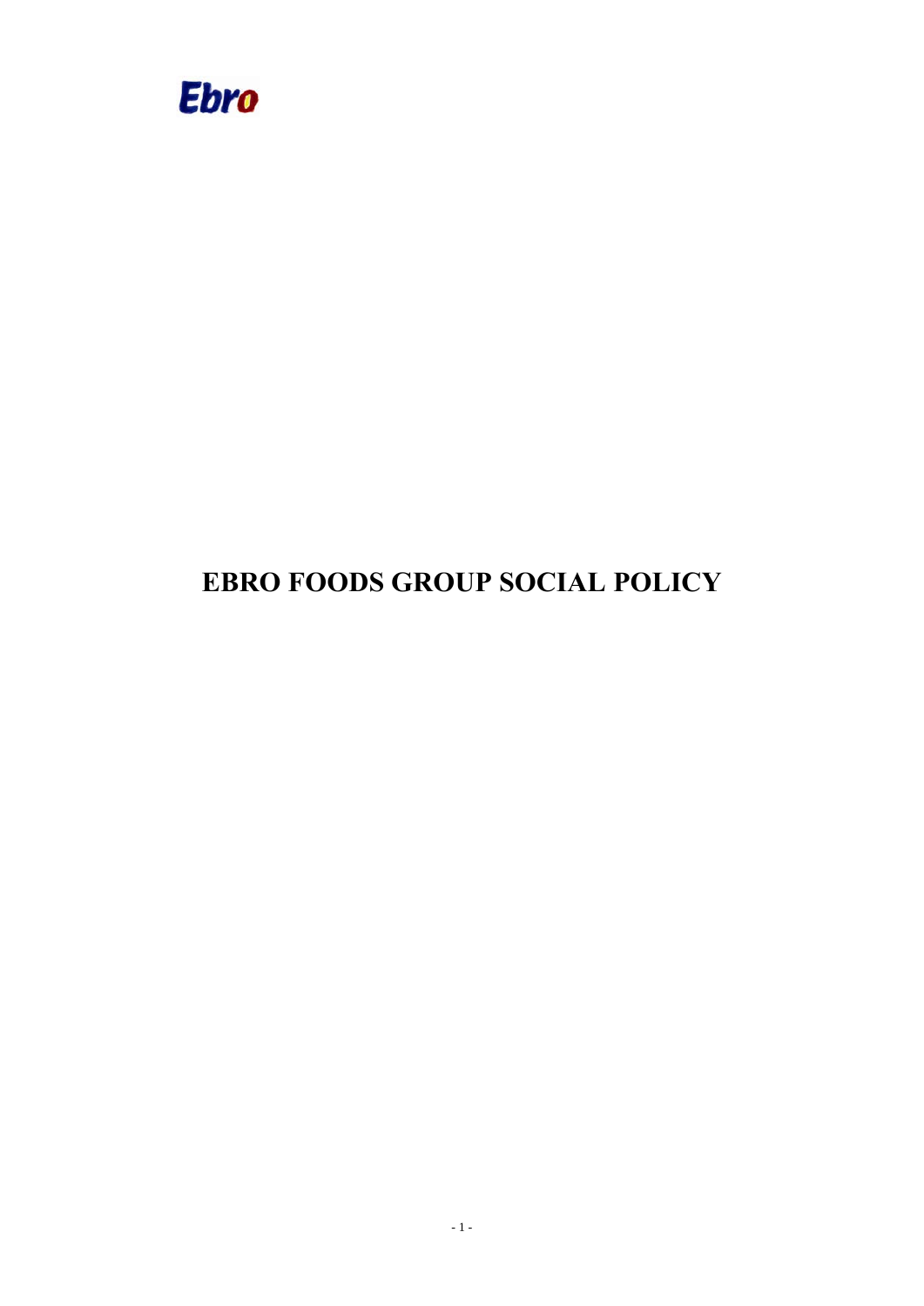Ebro

# EBRO FOODS GROUP SOCIAL POLICY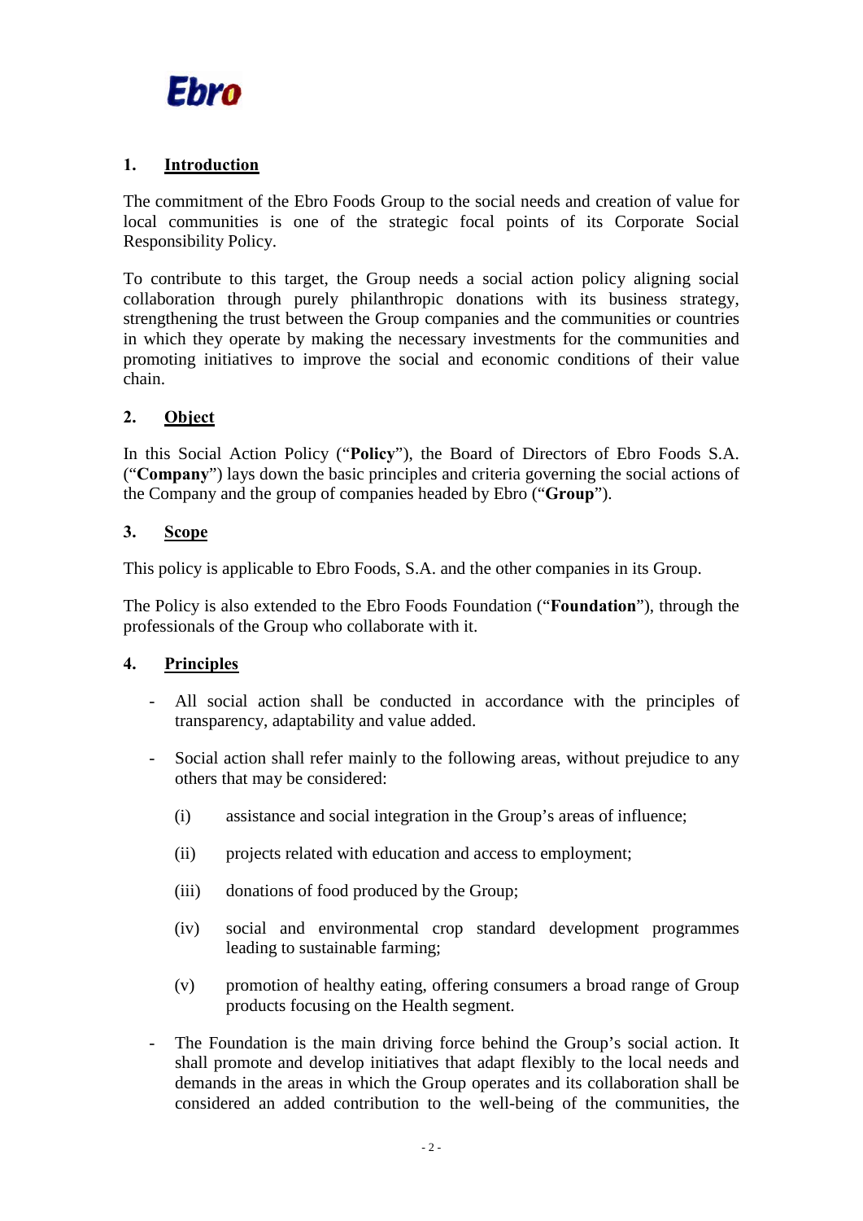## 1. Introduction

The commitment of the Ebro Foods Group to the social needs and creation of value for local communities is one of the strategic focal points of its Corporate Social Responsibility Policy.

To contribute to this target, the Group needs a social action policy aligning social collaboration through purely philanthropic donations with its business strategy, strengthening the trust between the Group companies and the communities or countries in which they operate by making the necessary investments for the communities and promoting initiatives to improve the social and economic conditions of their value chain.

## 2. Object

In this Social Action Policy ("**Policy**"), the Board of Directors of Ebro Foods S.A. ("**Company**") lays down the basic principles and criteria governing the social actions of the Company and the group of companies headed by Ebro ("**Group**").

## 3. Scope

This policy is applicable to Ebro Foods, S.A. and the other companies in its Group.

The Policy is also extended to the Ebro Foods Foundation ("**Foundation**"), through the professionals of the Group who collaborate with it.

## 4. Principles

- All social action shall be conducted in accordance with the principles of transparency, adaptability and value added.

- Social action shall refer mainly to the following areas, without prejudice to any others that may be considered:

  (i) assistance and social integration in the Group's areas of influence;

  (ii) projects related with education and access to employment;

  (iii) donations of food produced by the Group;

  (iv) social and environmental crop standard development programmes leading to sustainable farming;

  (v) promotion of healthy eating, offering consumers a broad range of Group products focusing on the Health segment.

- The Foundation is the main driving force behind the Group's social action. It shall promote and develop initiatives that adapt flexibly to the local needs and demands in the areas in which the Group operates and its collaboration shall be considered an added contribution to the well-being of the communities, the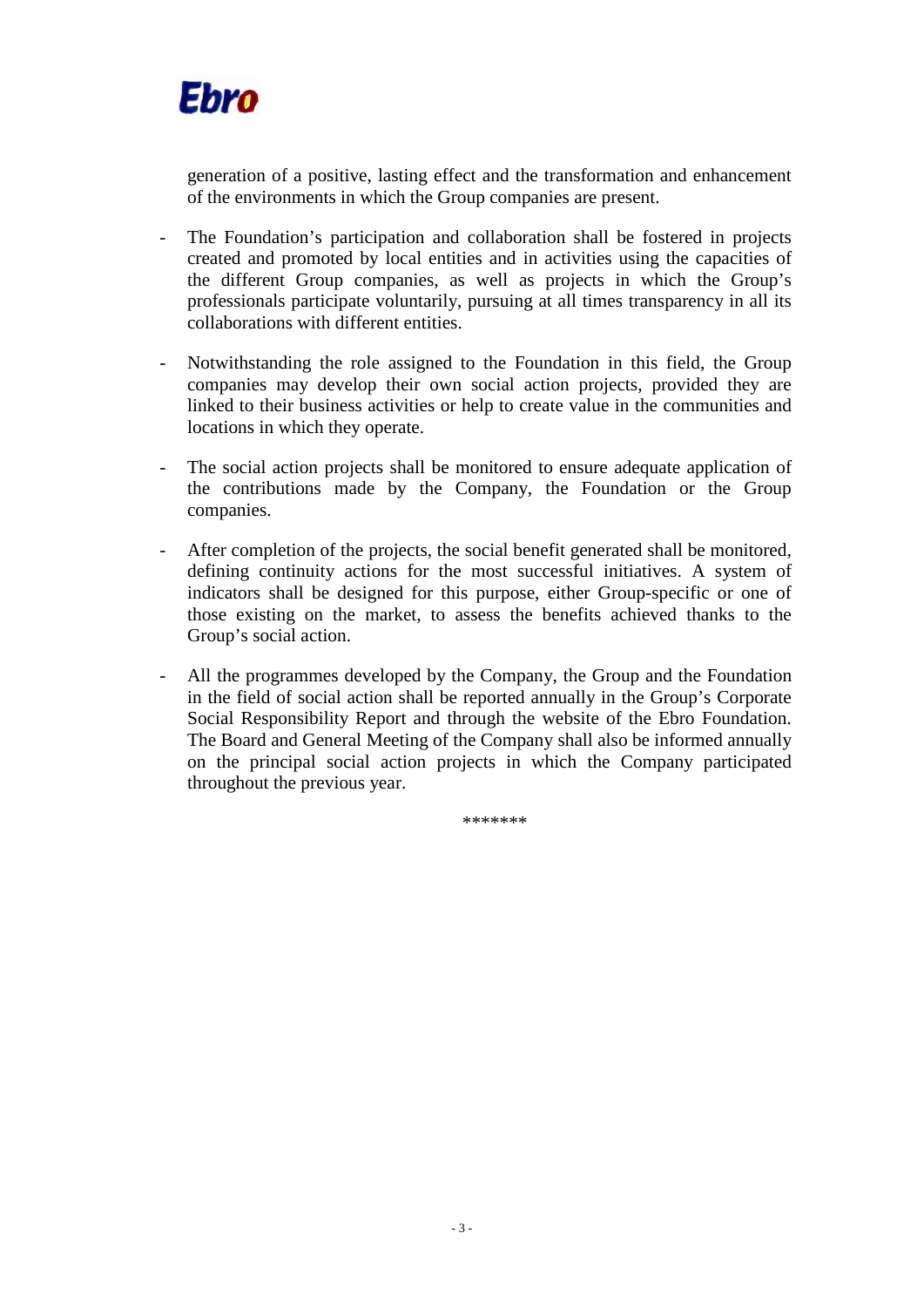generation of a positive, lasting effect and the transformation and enhancement of the environments in which the Group companies are present.

- The Foundation's participation and collaboration shall be fostered in projects created and promoted by local entities and in activities using the capacities of the different Group companies, as well as projects in which the Group's professionals participate voluntarily, pursuing at all times transparency in all its collaborations with different entities.

- Notwithstanding the role assigned to the Foundation in this field, the Group companies may develop their own social action projects, provided they are linked to their business activities or help to create value in the communities and locations in which they operate.

- The social action projects shall be monitored to ensure adequate application of the contributions made by the Company, the Foundation or the Group companies.

- After completion of the projects, the social benefit generated shall be monitored, defining continuity actions for the most successful initiatives. A system of indicators shall be designed for this purpose, either Group-specific or one of those existing on the market, to assess the benefits achieved thanks to the Group's social action.

- All the programmes developed by the Company, the Group and the Foundation in the field of social action shall be reported annually in the Group's Corporate Social Responsibility Report and through the website of the Ebro Foundation. The Board and General Meeting of the Company shall also be informed annually on the principal social action projects in which the Company participated throughout the previous year.

*******